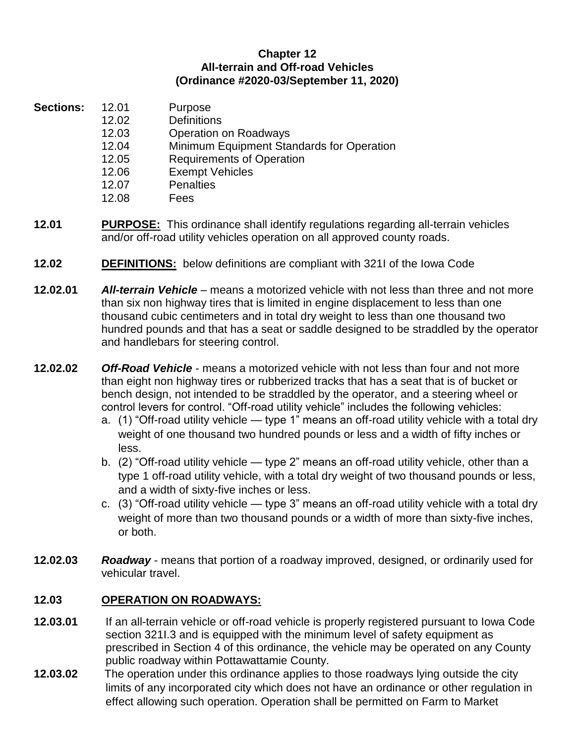# Chapter 12
# All-terrain and Off-road Vehicles
# (Ordinance #2020-03/September 11, 2020)

**Sections:**

- 12.01 Purpose
- 12.02 Definitions
- 12.03 Operation on Roadways
- 12.04 Minimum Equipment Standards for Operation
- 12.05 Requirements of Operation
- 12.06 Exempt Vehicles
- 12.07 Penalties
- 12.08 Fees

**12.01** **PURPOSE:** This ordinance shall identify regulations regarding all-terrain vehicles and/or off-road utility vehicles operation on all approved county roads.

**12.02** **DEFINITIONS:** below definitions are compliant with 321I of the Iowa Code

**12.02.01** ***All-terrain Vehicle*** – means a motorized vehicle with not less than three and not more than six non highway tires that is limited in engine displacement to less than one thousand cubic centimeters and in total dry weight to less than one thousand two hundred pounds and that has a seat or saddle designed to be straddled by the operator and handlebars for steering control.

**12.02.02** ***Off-Road Vehicle*** - means a motorized vehicle with not less than four and not more than eight non highway tires or rubberized tracks that has a seat that is of bucket or bench design, not intended to be straddled by the operator, and a steering wheel or control levers for control. "Off-road utility vehicle" includes the following vehicles:

a. (1) "Off-road utility vehicle — type 1" means an off-road utility vehicle with a total dry weight of one thousand two hundred pounds or less and a width of fifty inches or less.
b. (2) "Off-road utility vehicle — type 2" means an off-road utility vehicle, other than a type 1 off-road utility vehicle, with a total dry weight of two thousand pounds or less, and a width of sixty-five inches or less.
c. (3) "Off-road utility vehicle — type 3" means an off-road utility vehicle with a total dry weight of more than two thousand pounds or a width of more than sixty-five inches, or both.

**12.02.03** ***Roadway*** - means that portion of a roadway improved, designed, or ordinarily used for vehicular travel.

## 12.03 OPERATION ON ROADWAYS:

**12.03.01** If an all-terrain vehicle or off-road vehicle is properly registered pursuant to Iowa Code section 321I.3 and is equipped with the minimum level of safety equipment as prescribed in Section 4 of this ordinance, the vehicle may be operated on any County public roadway within Pottawattamie County.

**12.03.02** The operation under this ordinance applies to those roadways lying outside the city limits of any incorporated city which does not have an ordinance or other regulation in effect allowing such operation. Operation shall be permitted on Farm to Market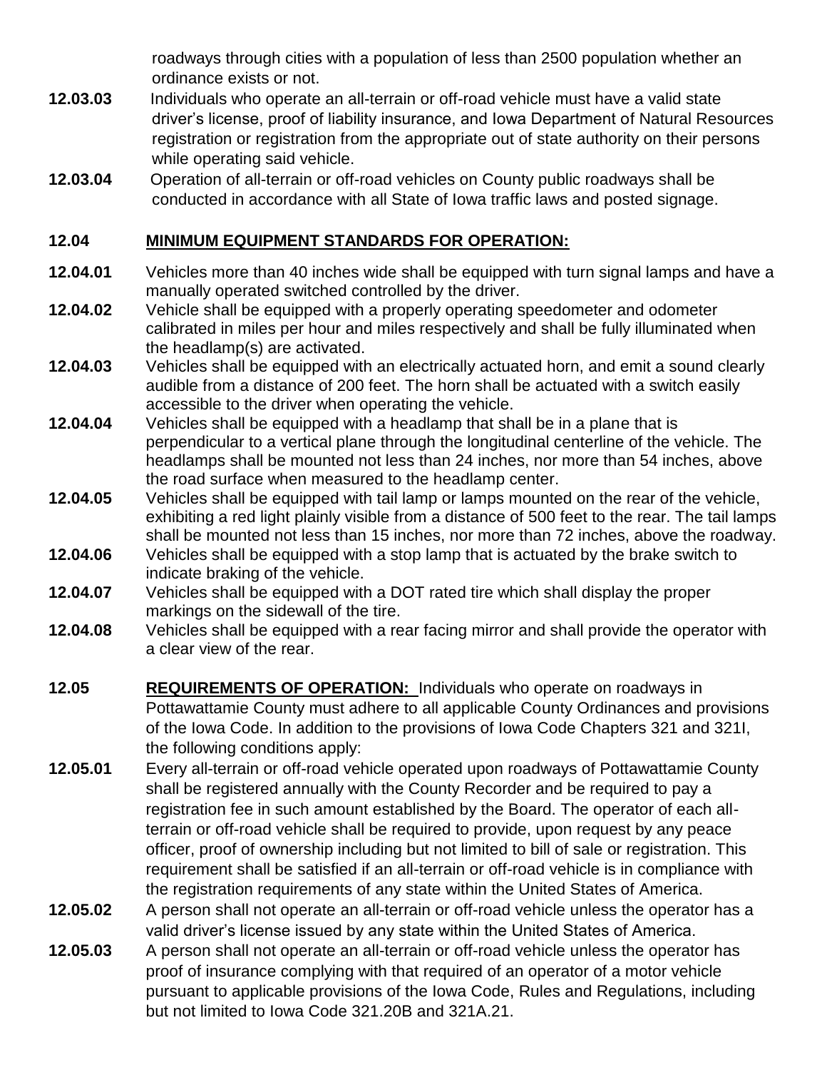roadways through cities with a population of less than 2500 population whether an ordinance exists or not.

**12.03.03** Individuals who operate an all-terrain or off-road vehicle must have a valid state driver's license, proof of liability insurance, and Iowa Department of Natural Resources registration or registration from the appropriate out of state authority on their persons while operating said vehicle.

**12.03.04** Operation of all-terrain or off-road vehicles on County public roadways shall be conducted in accordance with all State of Iowa traffic laws and posted signage.

## 12.04 MINIMUM EQUIPMENT STANDARDS FOR OPERATION:

**12.04.01** Vehicles more than 40 inches wide shall be equipped with turn signal lamps and have a manually operated switched controlled by the driver.

**12.04.02** Vehicle shall be equipped with a properly operating speedometer and odometer calibrated in miles per hour and miles respectively and shall be fully illuminated when the headlamp(s) are activated.

**12.04.03** Vehicles shall be equipped with an electrically actuated horn, and emit a sound clearly audible from a distance of 200 feet. The horn shall be actuated with a switch easily accessible to the driver when operating the vehicle.

**12.04.04** Vehicles shall be equipped with a headlamp that shall be in a plane that is perpendicular to a vertical plane through the longitudinal centerline of the vehicle. The headlamps shall be mounted not less than 24 inches, nor more than 54 inches, above the road surface when measured to the headlamp center.

**12.04.05** Vehicles shall be equipped with tail lamp or lamps mounted on the rear of the vehicle, exhibiting a red light plainly visible from a distance of 500 feet to the rear. The tail lamps shall be mounted not less than 15 inches, nor more than 72 inches, above the roadway.

**12.04.06** Vehicles shall be equipped with a stop lamp that is actuated by the brake switch to indicate braking of the vehicle.

**12.04.07** Vehicles shall be equipped with a DOT rated tire which shall display the proper markings on the sidewall of the tire.

**12.04.08** Vehicles shall be equipped with a rear facing mirror and shall provide the operator with a clear view of the rear.

**12.05** **REQUIREMENTS OF OPERATION:** Individuals who operate on roadways in Pottawattamie County must adhere to all applicable County Ordinances and provisions of the Iowa Code. In addition to the provisions of Iowa Code Chapters 321 and 321I, the following conditions apply:

**12.05.01** Every all-terrain or off-road vehicle operated upon roadways of Pottawattamie County shall be registered annually with the County Recorder and be required to pay a registration fee in such amount established by the Board. The operator of each all-terrain or off-road vehicle shall be required to provide, upon request by any peace officer, proof of ownership including but not limited to bill of sale or registration. This requirement shall be satisfied if an all-terrain or off-road vehicle is in compliance with the registration requirements of any state within the United States of America.

**12.05.02** A person shall not operate an all-terrain or off-road vehicle unless the operator has a valid driver's license issued by any state within the United States of America.

**12.05.03** A person shall not operate an all-terrain or off-road vehicle unless the operator has proof of insurance complying with that required of an operator of a motor vehicle pursuant to applicable provisions of the Iowa Code, Rules and Regulations, including but not limited to Iowa Code 321.20B and 321A.21.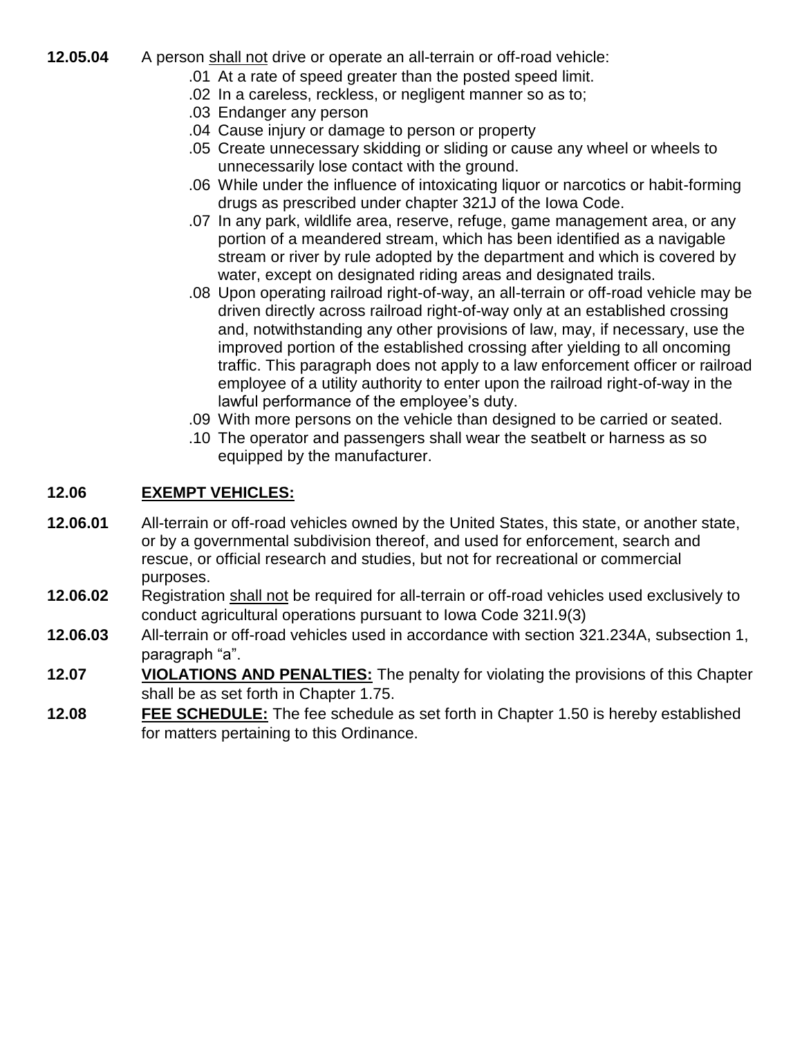**12.05.04** A person shall not drive or operate an all-terrain or off-road vehicle:

.01 At a rate of speed greater than the posted speed limit.

.02 In a careless, reckless, or negligent manner so as to;

.03 Endanger any person

.04 Cause injury or damage to person or property

.05 Create unnecessary skidding or sliding or cause any wheel or wheels to unnecessarily lose contact with the ground.

.06 While under the influence of intoxicating liquor or narcotics or habit-forming drugs as prescribed under chapter 321J of the Iowa Code.

.07 In any park, wildlife area, reserve, refuge, game management area, or any portion of a meandered stream, which has been identified as a navigable stream or river by rule adopted by the department and which is covered by water, except on designated riding areas and designated trails.

.08 Upon operating railroad right-of-way, an all-terrain or off-road vehicle may be driven directly across railroad right-of-way only at an established crossing and, notwithstanding any other provisions of law, may, if necessary, use the improved portion of the established crossing after yielding to all oncoming traffic. This paragraph does not apply to a law enforcement officer or railroad employee of a utility authority to enter upon the railroad right-of-way in the lawful performance of the employee's duty.

.09 With more persons on the vehicle than designed to be carried or seated.

.10 The operator and passengers shall wear the seatbelt or harness as so equipped by the manufacturer.

**12.06** **EXEMPT VEHICLES:**

**12.06.01** All-terrain or off-road vehicles owned by the United States, this state, or another state, or by a governmental subdivision thereof, and used for enforcement, search and rescue, or official research and studies, but not for recreational or commercial purposes.

**12.06.02** Registration shall not be required for all-terrain or off-road vehicles used exclusively to conduct agricultural operations pursuant to Iowa Code 321I.9(3)

**12.06.03** All-terrain or off-road vehicles used in accordance with section 321.234A, subsection 1, paragraph "a".

**12.07** **VIOLATIONS AND PENALTIES:** The penalty for violating the provisions of this Chapter shall be as set forth in Chapter 1.75.

**12.08** **FEE SCHEDULE:** The fee schedule as set forth in Chapter 1.50 is hereby established for matters pertaining to this Ordinance.